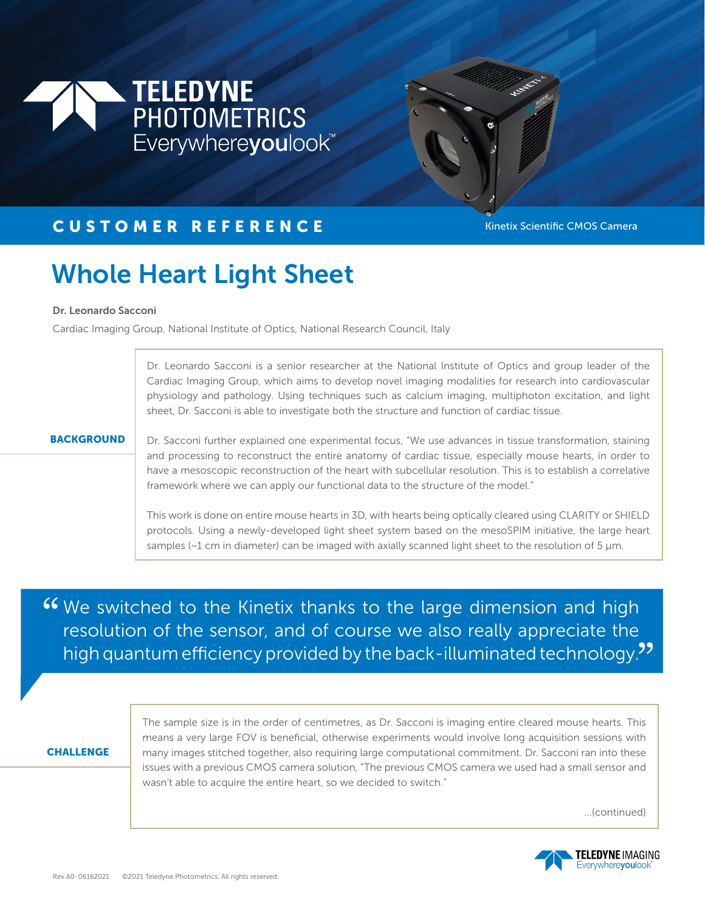TELEDYNE PHOTOMETRICS
Everywhereyoulook™

## CUSTOMER REFERENCE

Kinetix Scientific CMOS Camera

# Whole Heart Light Sheet

**Dr. Leonardo Sacconi**

Cardiac Imaging Group, National Institute of Optics, National Research Council, Italy

### BACKGROUND

Dr. Leonardo Sacconi is a senior researcher at the National Institute of Optics and group leader of the Cardiac Imaging Group, which aims to develop novel imaging modalities for research into cardiovascular physiology and pathology. Using techniques such as calcium imaging, multiphoton excitation, and light sheet, Dr. Sacconi is able to investigate both the structure and function of cardiac tissue.

Dr. Sacconi further explained one experimental focus, "We use advances in tissue transformation, staining and processing to reconstruct the entire anatomy of cardiac tissue, especially mouse hearts, in order to have a mesoscopic reconstruction of the heart with subcellular resolution. This is to establish a correlative framework where we can apply our functional data to the structure of the model."

This work is done on entire mouse hearts in 3D, with hearts being optically cleared using CLARITY or SHIELD protocols. Using a newly-developed light sheet system based on the mesoSPIM initiative, the large heart samples (~1 cm in diameter) can be imaged with axially scanned light sheet to the resolution of 5 µm.

> "We switched to the Kinetix thanks to the large dimension and high resolution of the sensor, and of course we also really appreciate the high quantum efficiency provided by the back-illuminated technology."

### CHALLENGE

The sample size is in the order of centimetres, as Dr. Sacconi is imaging entire cleared mouse hearts. This means a very large FOV is beneficial, otherwise experiments would involve long acquisition sessions with many images stitched together, also requiring large computational commitment. Dr. Sacconi ran into these issues with a previous CMOS camera solution, "The previous CMOS camera we used had a small sensor and wasn't able to acquire the entire heart, so we decided to switch."

...(continued)

TELEDYNE IMAGING
Everywhereyoulook™

Rev A0-06162021 ©2021 Teledyne Photometrics. All rights reserved.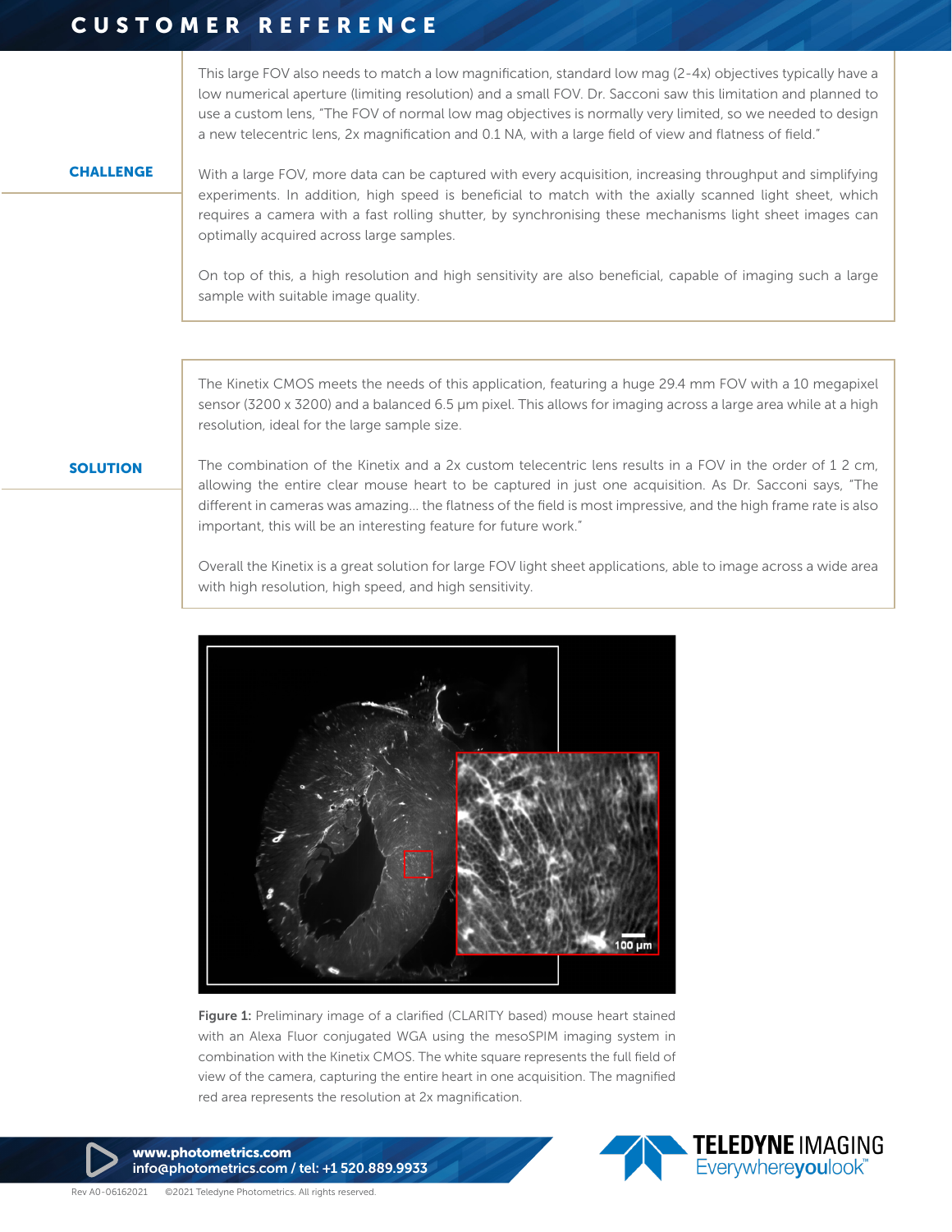## CHALLENGE

This large FOV also needs to match a low magnification, standard low mag (2-4x) objectives typically have a low numerical aperture (limiting resolution) and a small FOV. Dr. Sacconi saw this limitation and planned to use a custom lens, "The FOV of normal low mag objectives is normally very limited, so we needed to design a new telecentric lens, 2x magnification and 0.1 NA, with a large field of view and flatness of field."

With a large FOV, more data can be captured with every acquisition, increasing throughput and simplifying experiments. In addition, high speed is beneficial to match with the axially scanned light sheet, which requires a camera with a fast rolling shutter, by synchronising these mechanisms light sheet images can optimally acquired across large samples.

On top of this, a high resolution and high sensitivity are also beneficial, capable of imaging such a large sample with suitable image quality.

## SOLUTION

The Kinetix CMOS meets the needs of this application, featuring a huge 29.4 mm FOV with a 10 megapixel sensor (3200 x 3200) and a balanced 6.5 µm pixel. This allows for imaging across a large area while at a high resolution, ideal for the large sample size.

The combination of the Kinetix and a 2x custom telecentric lens results in a FOV in the order of 1 2 cm, allowing the entire clear mouse heart to be captured in just one acquisition. As Dr. Sacconi says, "The different in cameras was amazing… the flatness of the field is most impressive, and the high frame rate is also important, this will be an interesting feature for future work."

Overall the Kinetix is a great solution for large FOV light sheet applications, able to image across a wide area with high resolution, high speed, and high sensitivity.

100 µm

**Figure 1:** Preliminary image of a clarified (CLARITY based) mouse heart stained with an Alexa Fluor conjugated WGA using the mesoSPIM imaging system in combination with the Kinetix CMOS. The white square represents the full field of view of the camera, capturing the entire heart in one acquisition. The magnified red area represents the resolution at 2x magnification.

www.photometrics.com
info@photometrics.com / tel: +1 520.889.9933

TELEDYNE IMAGING
Everywhereyoulook™

Rev A0-06162021 ©2021 Teledyne Photometrics. All rights reserved.